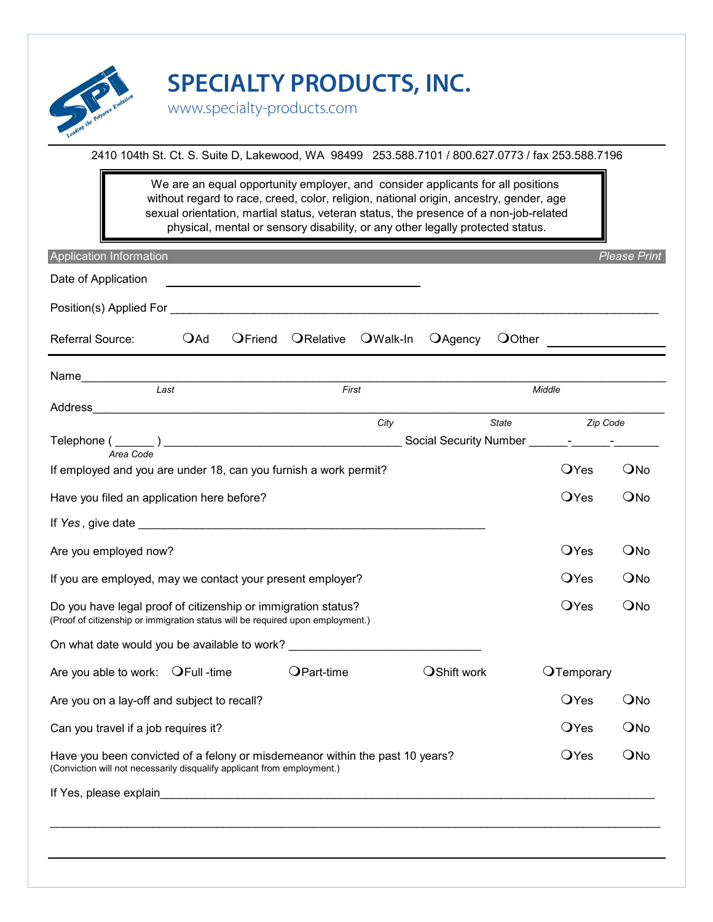# SPECIALTY PRODUCTS, INC.

www.specialty-products.com

2410 104th St. Ct. S. Suite D, Lakewood, WA 98499 253.588.7101 / 800.627.0773 / fax 253.588.7196

> We are an equal opportunity employer, and consider applicants for all positions without regard to race, creed, color, religion, national origin, ancestry, gender, age sexual orientation, martial status, veteran status, the presence of a non-job-related physical, mental or sensory disability, or any other legally protected status.

## Application Information

*Please Print*

Date of Application ______________________________

Position(s) Applied For ______________________________

Referral Source: ❍ Ad ❍ Friend ❍ Relative ❍ Walk-In ❍ Agency ❍ Other ______________

Name______________________________
*Last* *First* *Middle*

Address______________________________
*City* *State* *Zip Code*

Telephone ( ______ ) ______________________ Social Security Number ______-______-_______
*Area Code*

If employed and you are under 18, can you furnish a work permit? ❍ Yes ❍ No

Have you filed an application here before? ❍ Yes ❍ No

If *Yes*, give date ______________________________

Are you employed now? ❍ Yes ❍ No

If you are employed, may we contact your present employer? ❍ Yes ❍ No

Do you have legal proof of citizenship or immigration status? ❍ Yes ❍ No
(Proof of citizenship or immigration status will be required upon employment.)

On what date would you be available to work? ______________________________

Are you able to work: ❍ Full -time ❍ Part-time ❍ Shift work ❍ Temporary

Are you on a lay-off and subject to recall? ❍ Yes ❍ No

Can you travel if a job requires it? ❍ Yes ❍ No

Have you been convicted of a felony or misdemeanor within the past 10 years? ❍ Yes ❍ No
(Conviction will not necessarily disqualify applicant from employment.)

If Yes, please explain______________________________

______________________________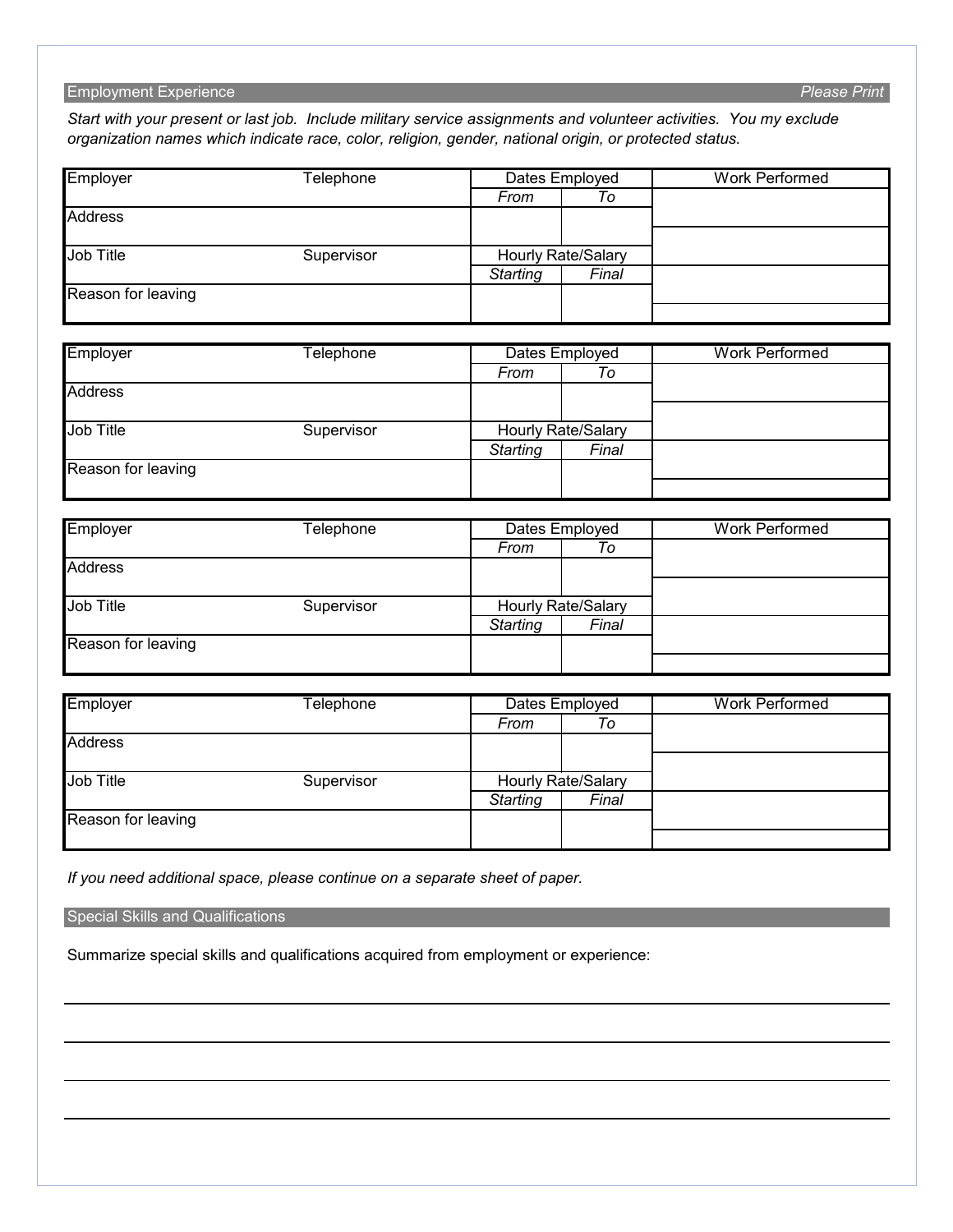## Employment Experience

*Please Print*

*Start with your present or last job. Include military service assignments and volunteer activities. You my exclude organization names which indicate race, color, religion, gender, national origin, or protected status.*

| Employer | Telephone | Dates Employed | | Work Performed |
|---|---|---|---|---|
| | | *From* | *To* | |
| Address | | | | |
| Job Title | Supervisor | Hourly Rate/Salary | | |
| | | *Starting* | *Final* | |
| Reason for leaving | | | | |

| Employer | Telephone | Dates Employed | | Work Performed |
|---|---|---|---|---|
| | | *From* | *To* | |
| Address | | | | |
| Job Title | Supervisor | Hourly Rate/Salary | | |
| | | *Starting* | *Final* | |
| Reason for leaving | | | | |

| Employer | Telephone | Dates Employed | | Work Performed |
|---|---|---|---|---|
| | | *From* | *To* | |
| Address | | | | |
| Job Title | Supervisor | Hourly Rate/Salary | | |
| | | *Starting* | *Final* | |
| Reason for leaving | | | | |

| Employer | Telephone | Dates Employed | | Work Performed |
|---|---|---|---|---|
| | | *From* | *To* | |
| Address | | | | |
| Job Title | Supervisor | Hourly Rate/Salary | | |
| | | *Starting* | *Final* | |
| Reason for leaving | | | | |

*If you need additional space, please continue on a separate sheet of paper.*

## Special Skills and Qualifications

Summarize special skills and qualifications acquired from employment or experience:

______________________________________________________________________

______________________________________________________________________

______________________________________________________________________

______________________________________________________________________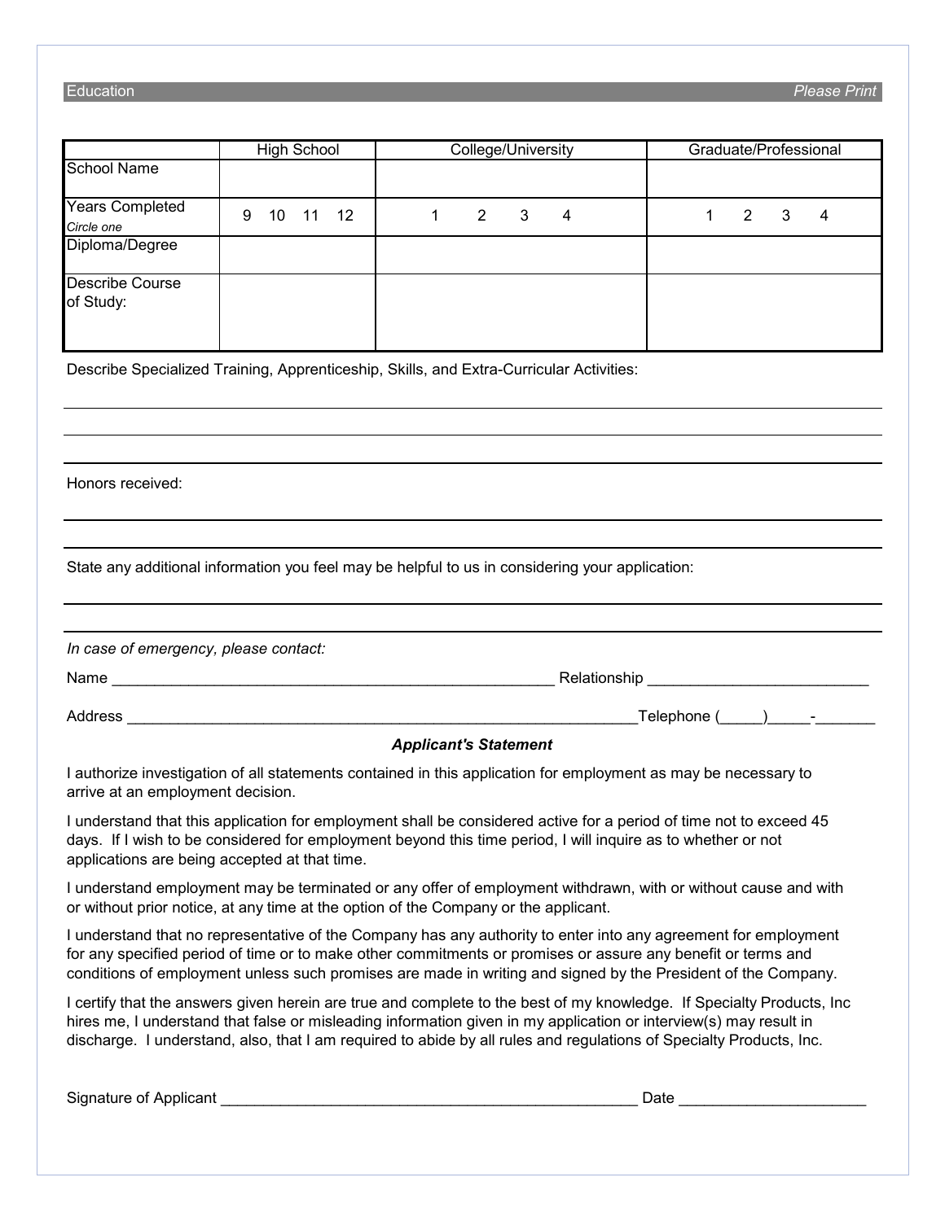## Education *Please Print*

| | High School | College/University | Graduate/Professional |
|---|---|---|---|
| School Name | | | |
| Years Completed *Circle one* | 9 10 11 12 | 1 2 3 4 | 1 2 3 4 |
| Diploma/Degree | | | |
| Describe Course of Study: | | | |

Describe Specialized Training, Apprenticeship, Skills, and Extra-Curricular Activities:

______________________________________________________________________

______________________________________________________________________

______________________________________________________________________

Honors received:

______________________________________________________________________

______________________________________________________________________

State any additional information you feel may be helpful to us in considering your application:

______________________________________________________________________

______________________________________________________________________

*In case of emergency, please contact:*

Name ______________________________________________________ Relationship __________________________

Address _______________________________________________________________Telephone (_____)_____-_______

***Applicant's Statement***

I authorize investigation of all statements contained in this application for employment as may be necessary to arrive at an employment decision.

I understand that this application for employment shall be considered active for a period of time not to exceed 45 days. If I wish to be considered for employment beyond this time period, I will inquire as to whether or not applications are being accepted at that time.

I understand employment may be terminated or any offer of employment withdrawn, with or without cause and with or without prior notice, at any time at the option of the Company or the applicant.

I understand that no representative of the Company has any authority to enter into any agreement for employment for any specified period of time or to make other commitments or promises or assure any benefit or terms and conditions of employment unless such promises are made in writing and signed by the President of the Company.

I certify that the answers given herein are true and complete to the best of my knowledge. If Specialty Products, Inc hires me, I understand that false or misleading information given in my application or interview(s) may result in discharge. I understand, also, that I am required to abide by all rules and regulations of Specialty Products, Inc.

Signature of Applicant ___________________________________________________ Date ______________________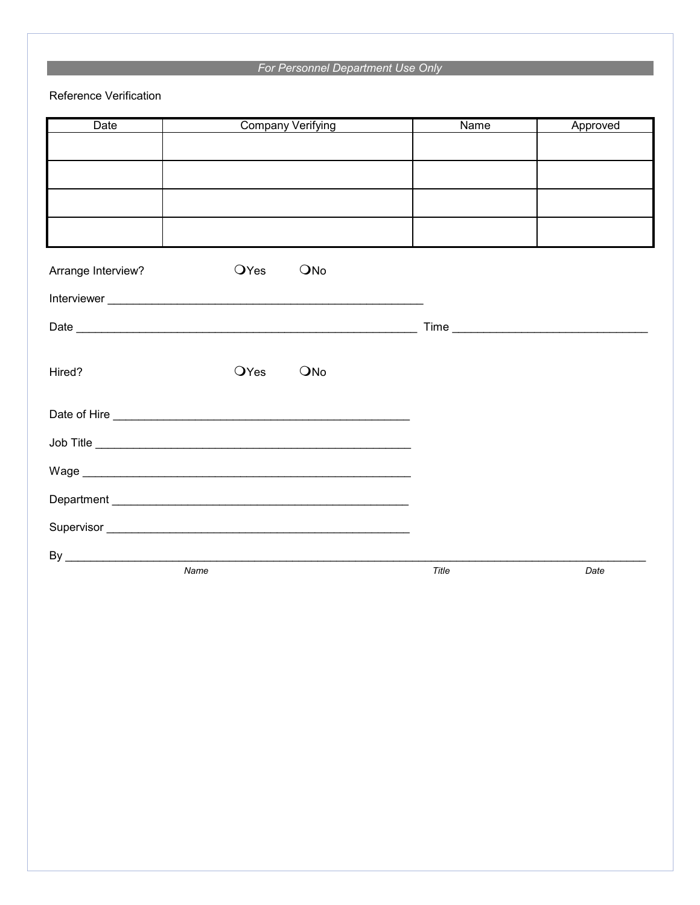*For Personnel Department Use Only*

Reference Verification

| Date | Company Verifying | Name | Approved |
| --- | --- | --- | --- |
| | | | |
| | | | |
| | | | |
| | | | |

Arrange Interview? ❍Yes ❍No

Interviewer ____________________________________________________

Date ________________________________________________________ Time ______________________________

Hired? ❍Yes ❍No

Date of Hire ______________________________________________

Job Title _________________________________________________

Wage ____________________________________________________

Department _______________________________________________

Supervisor ________________________________________________

By ______________________________________________________________________________________________

*Name* *Title* *Date*